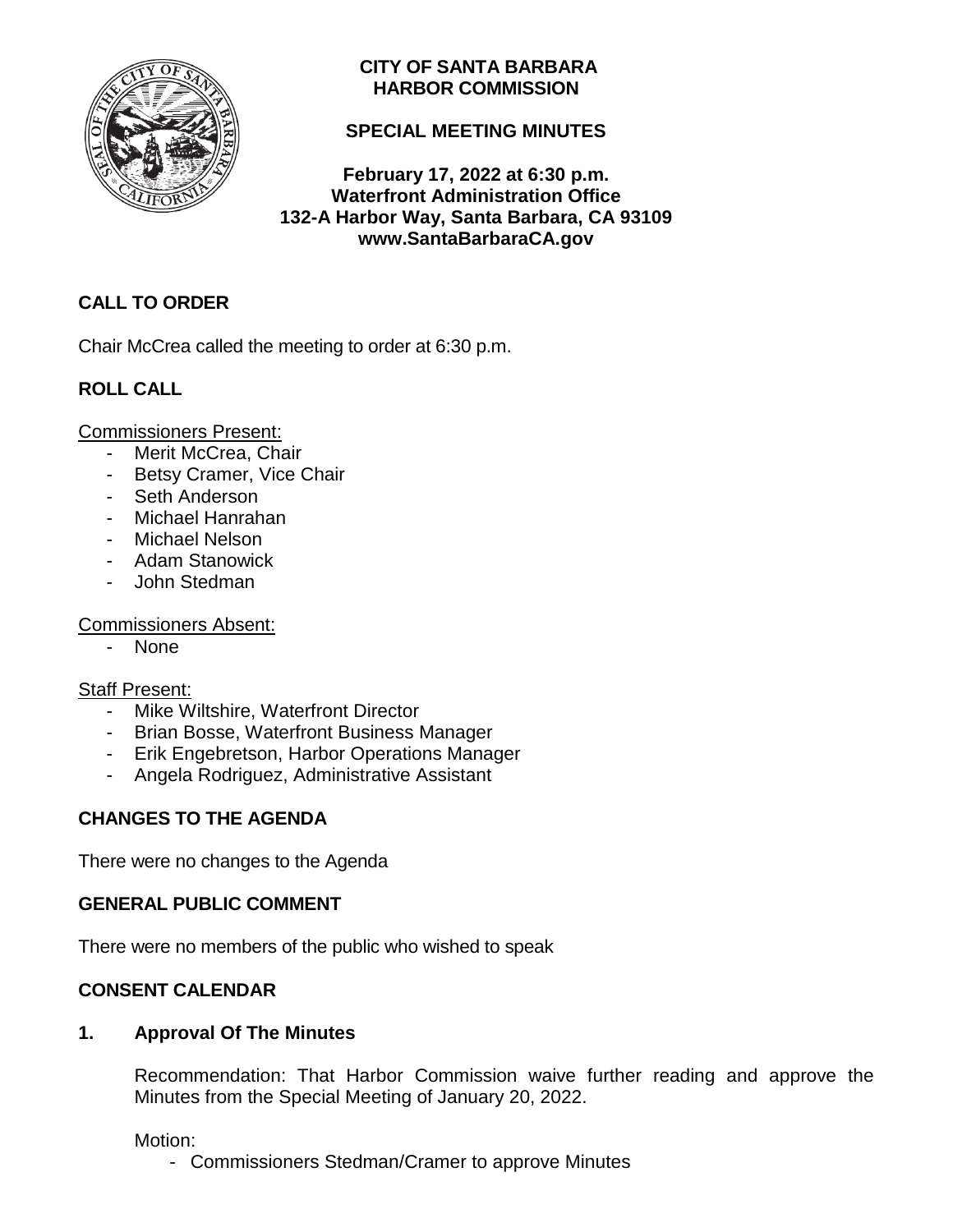**CITY OF SANTA BARBARA**
**HARBOR COMMISSION**

**SPECIAL MEETING MINUTES**

**February 17, 2022 at 6:30 p.m.**
**Waterfront Administration Office**
**132-A Harbor Way, Santa Barbara, CA 93109**
**www.SantaBarbaraCA.gov**

## CALL TO ORDER

Chair McCrea called the meeting to order at 6:30 p.m.

## ROLL CALL

Commissioners Present:

- Merit McCrea, Chair
- Betsy Cramer, Vice Chair
- Seth Anderson
- Michael Hanrahan
- Michael Nelson
- Adam Stanowick
- John Stedman

Commissioners Absent:

- None

Staff Present:

- Mike Wiltshire, Waterfront Director
- Brian Bosse, Waterfront Business Manager
- Erik Engebretson, Harbor Operations Manager
- Angela Rodriguez, Administrative Assistant

## CHANGES TO THE AGENDA

There were no changes to the Agenda

## GENERAL PUBLIC COMMENT

There were no members of the public who wished to speak

## CONSENT CALENDAR

### 1. Approval Of The Minutes

Recommendation: That Harbor Commission waive further reading and approve the Minutes from the Special Meeting of January 20, 2022.

Motion:

- Commissioners Stedman/Cramer to approve Minutes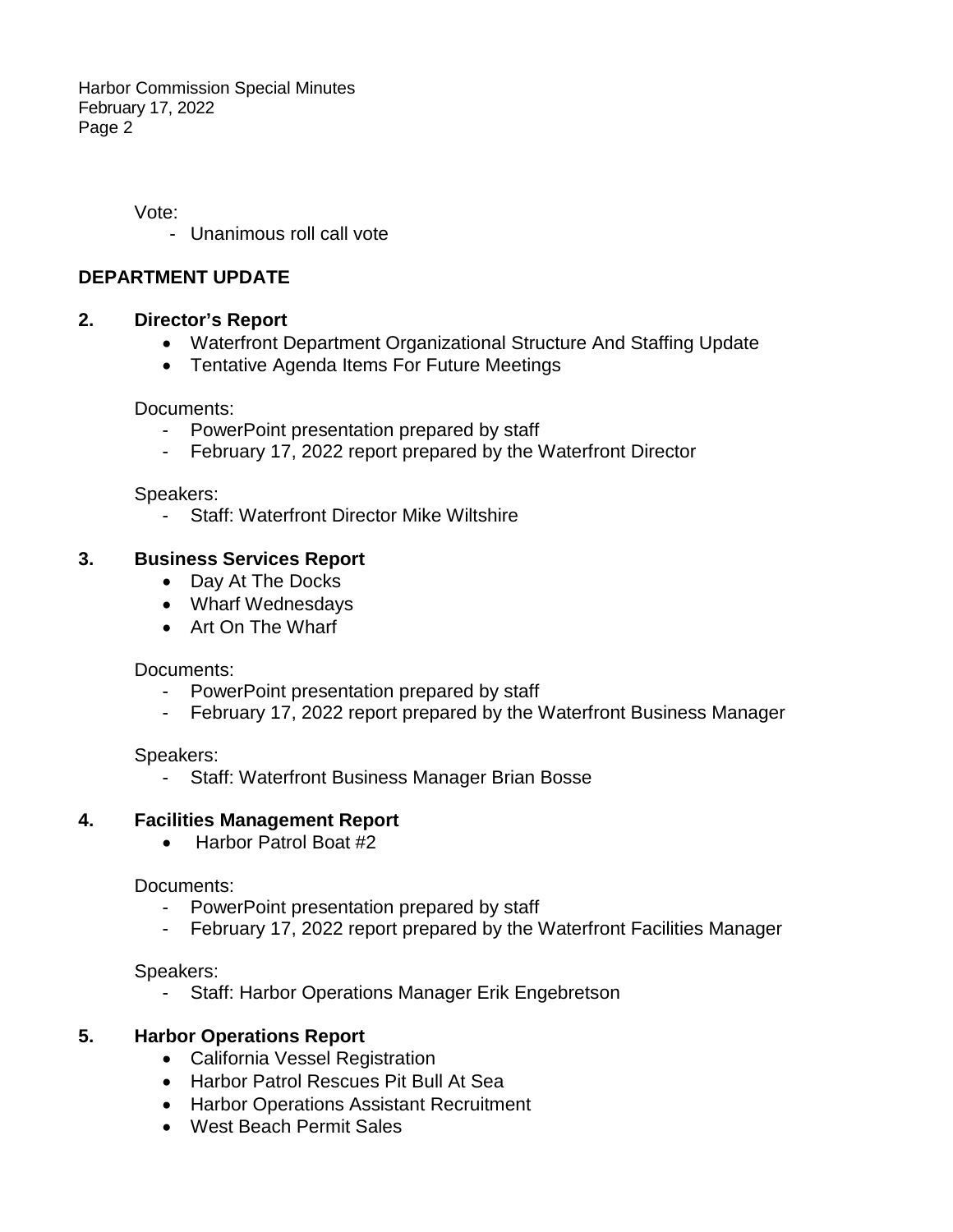Vote:

- Unanimous roll call vote

## DEPARTMENT UPDATE

### 2. Director's Report

- Waterfront Department Organizational Structure And Staffing Update
- Tentative Agenda Items For Future Meetings

Documents:

- PowerPoint presentation prepared by staff
- February 17, 2022 report prepared by the Waterfront Director

Speakers:

- Staff: Waterfront Director Mike Wiltshire

### 3. Business Services Report

- Day At The Docks
- Wharf Wednesdays
- Art On The Wharf

Documents:

- PowerPoint presentation prepared by staff
- February 17, 2022 report prepared by the Waterfront Business Manager

Speakers:

- Staff: Waterfront Business Manager Brian Bosse

### 4. Facilities Management Report

- Harbor Patrol Boat #2

Documents:

- PowerPoint presentation prepared by staff
- February 17, 2022 report prepared by the Waterfront Facilities Manager

Speakers:

- Staff: Harbor Operations Manager Erik Engebretson

### 5. Harbor Operations Report

- California Vessel Registration
- Harbor Patrol Rescues Pit Bull At Sea
- Harbor Operations Assistant Recruitment
- West Beach Permit Sales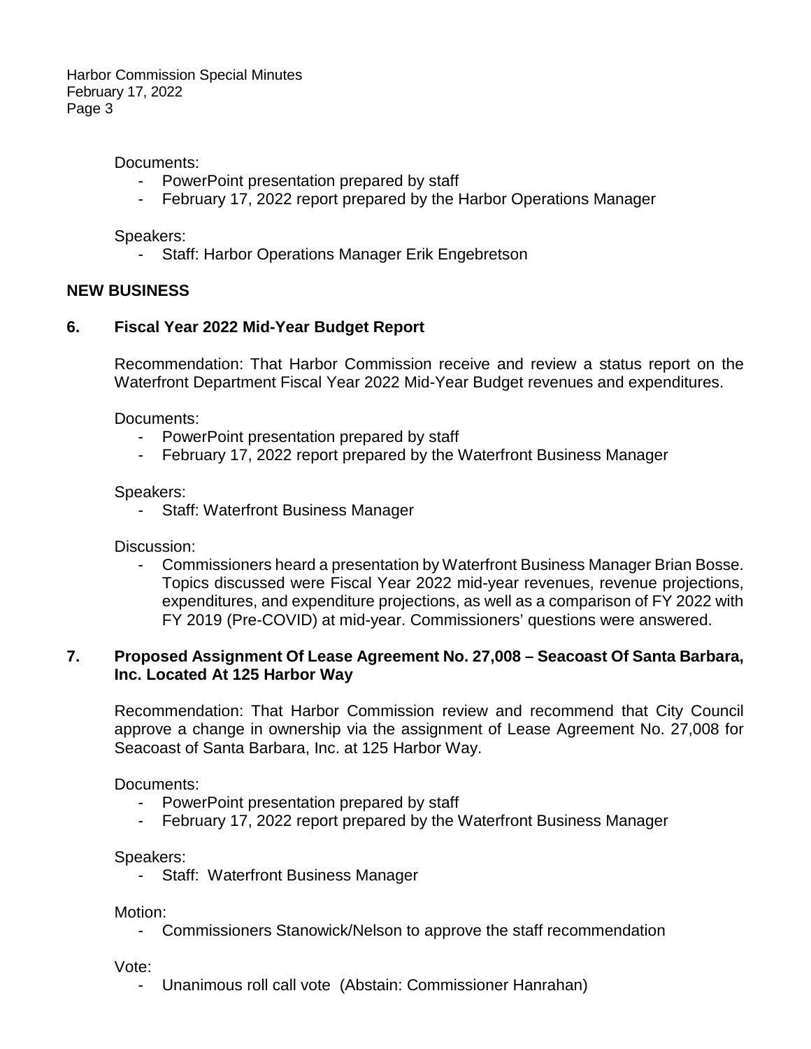Documents:

- PowerPoint presentation prepared by staff
- February 17, 2022 report prepared by the Harbor Operations Manager

Speakers:

- Staff: Harbor Operations Manager Erik Engebretson

## NEW BUSINESS

### 6. Fiscal Year 2022 Mid-Year Budget Report

Recommendation: That Harbor Commission receive and review a status report on the Waterfront Department Fiscal Year 2022 Mid-Year Budget revenues and expenditures.

Documents:

- PowerPoint presentation prepared by staff
- February 17, 2022 report prepared by the Waterfront Business Manager

Speakers:

- Staff: Waterfront Business Manager

Discussion:

- Commissioners heard a presentation by Waterfront Business Manager Brian Bosse. Topics discussed were Fiscal Year 2022 mid-year revenues, revenue projections, expenditures, and expenditure projections, as well as a comparison of FY 2022 with FY 2019 (Pre-COVID) at mid-year. Commissioners' questions were answered.

### 7. Proposed Assignment Of Lease Agreement No. 27,008 – Seacoast Of Santa Barbara, Inc. Located At 125 Harbor Way

Recommendation: That Harbor Commission review and recommend that City Council approve a change in ownership via the assignment of Lease Agreement No. 27,008 for Seacoast of Santa Barbara, Inc. at 125 Harbor Way.

Documents:

- PowerPoint presentation prepared by staff
- February 17, 2022 report prepared by the Waterfront Business Manager

Speakers:

- Staff: Waterfront Business Manager

Motion:

- Commissioners Stanowick/Nelson to approve the staff recommendation

Vote:

- Unanimous roll call vote (Abstain: Commissioner Hanrahan)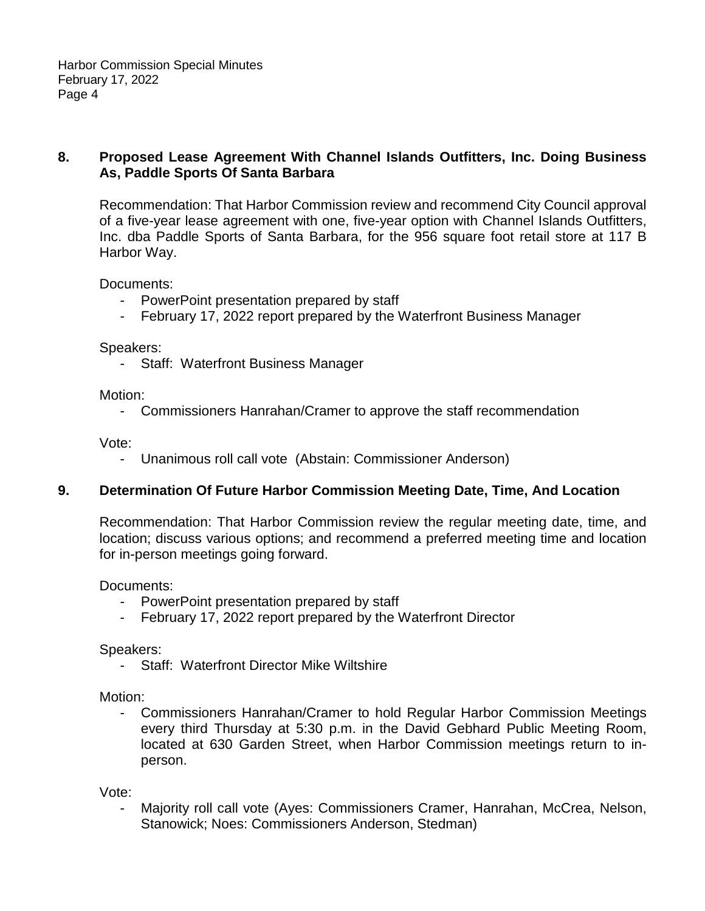## 8. Proposed Lease Agreement With Channel Islands Outfitters, Inc. Doing Business As, Paddle Sports Of Santa Barbara

Recommendation: That Harbor Commission review and recommend City Council approval of a five-year lease agreement with one, five-year option with Channel Islands Outfitters, Inc. dba Paddle Sports of Santa Barbara, for the 956 square foot retail store at 117 B Harbor Way.

Documents:

- PowerPoint presentation prepared by staff
- February 17, 2022 report prepared by the Waterfront Business Manager

Speakers:

- Staff: Waterfront Business Manager

Motion:

- Commissioners Hanrahan/Cramer to approve the staff recommendation

Vote:

- Unanimous roll call vote (Abstain: Commissioner Anderson)

## 9. Determination Of Future Harbor Commission Meeting Date, Time, And Location

Recommendation: That Harbor Commission review the regular meeting date, time, and location; discuss various options; and recommend a preferred meeting time and location for in-person meetings going forward.

Documents:

- PowerPoint presentation prepared by staff
- February 17, 2022 report prepared by the Waterfront Director

Speakers:

- Staff: Waterfront Director Mike Wiltshire

Motion:

- Commissioners Hanrahan/Cramer to hold Regular Harbor Commission Meetings every third Thursday at 5:30 p.m. in the David Gebhard Public Meeting Room, located at 630 Garden Street, when Harbor Commission meetings return to in-person.

Vote:

- Majority roll call vote (Ayes: Commissioners Cramer, Hanrahan, McCrea, Nelson, Stanowick; Noes: Commissioners Anderson, Stedman)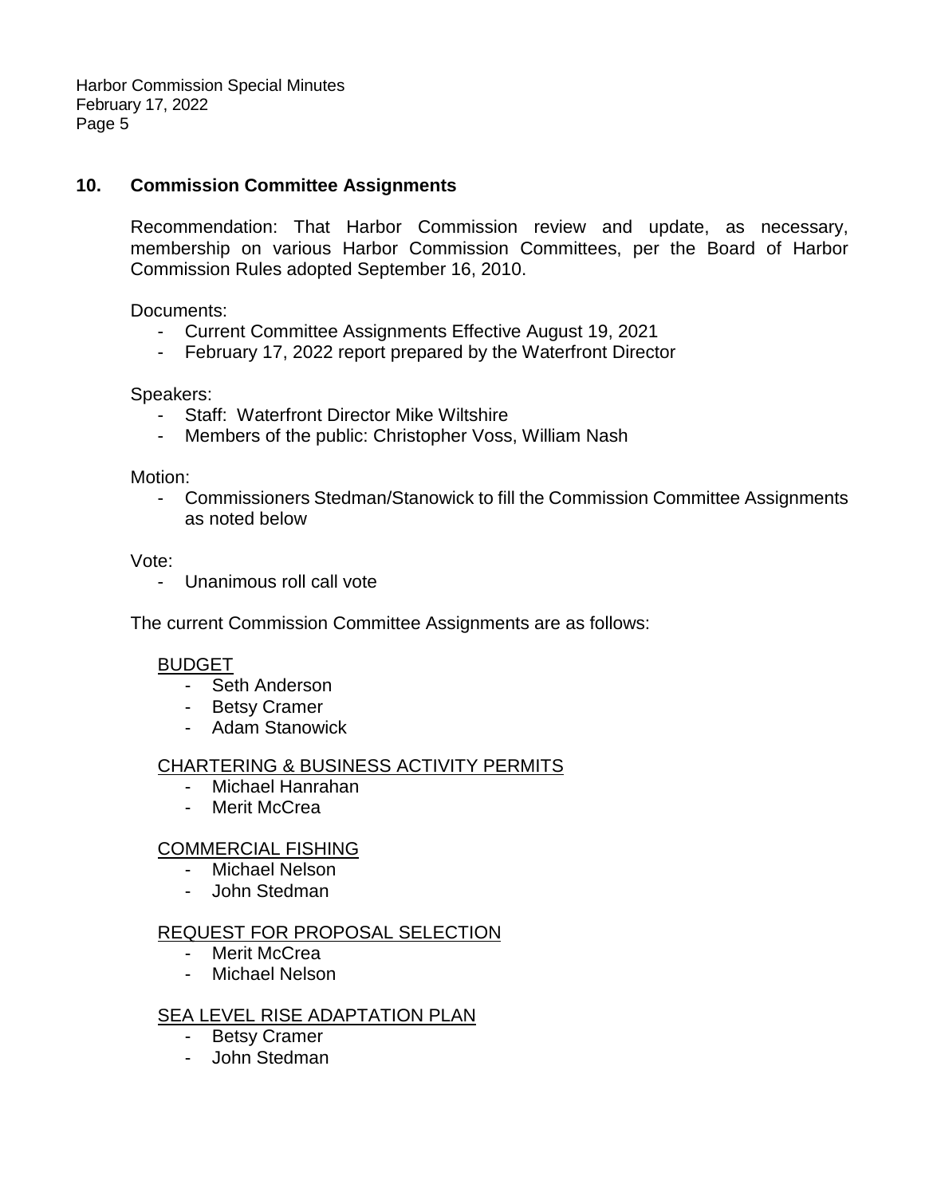## 10. Commission Committee Assignments

Recommendation: That Harbor Commission review and update, as necessary, membership on various Harbor Commission Committees, per the Board of Harbor Commission Rules adopted September 16, 2010.

Documents:

- Current Committee Assignments Effective August 19, 2021
- February 17, 2022 report prepared by the Waterfront Director

Speakers:

- Staff: Waterfront Director Mike Wiltshire
- Members of the public: Christopher Voss, William Nash

Motion:

- Commissioners Stedman/Stanowick to fill the Commission Committee Assignments as noted below

Vote:

- Unanimous roll call vote

The current Commission Committee Assignments are as follows:

<u>BUDGET</u>

- Seth Anderson
- Betsy Cramer
- Adam Stanowick

<u>CHARTERING & BUSINESS ACTIVITY PERMITS</u>

- Michael Hanrahan
- Merit McCrea

<u>COMMERCIAL FISHING</u>

- Michael Nelson
- John Stedman

<u>REQUEST FOR PROPOSAL SELECTION</u>

- Merit McCrea
- Michael Nelson

<u>SEA LEVEL RISE ADAPTATION PLAN</u>

- Betsy Cramer
- John Stedman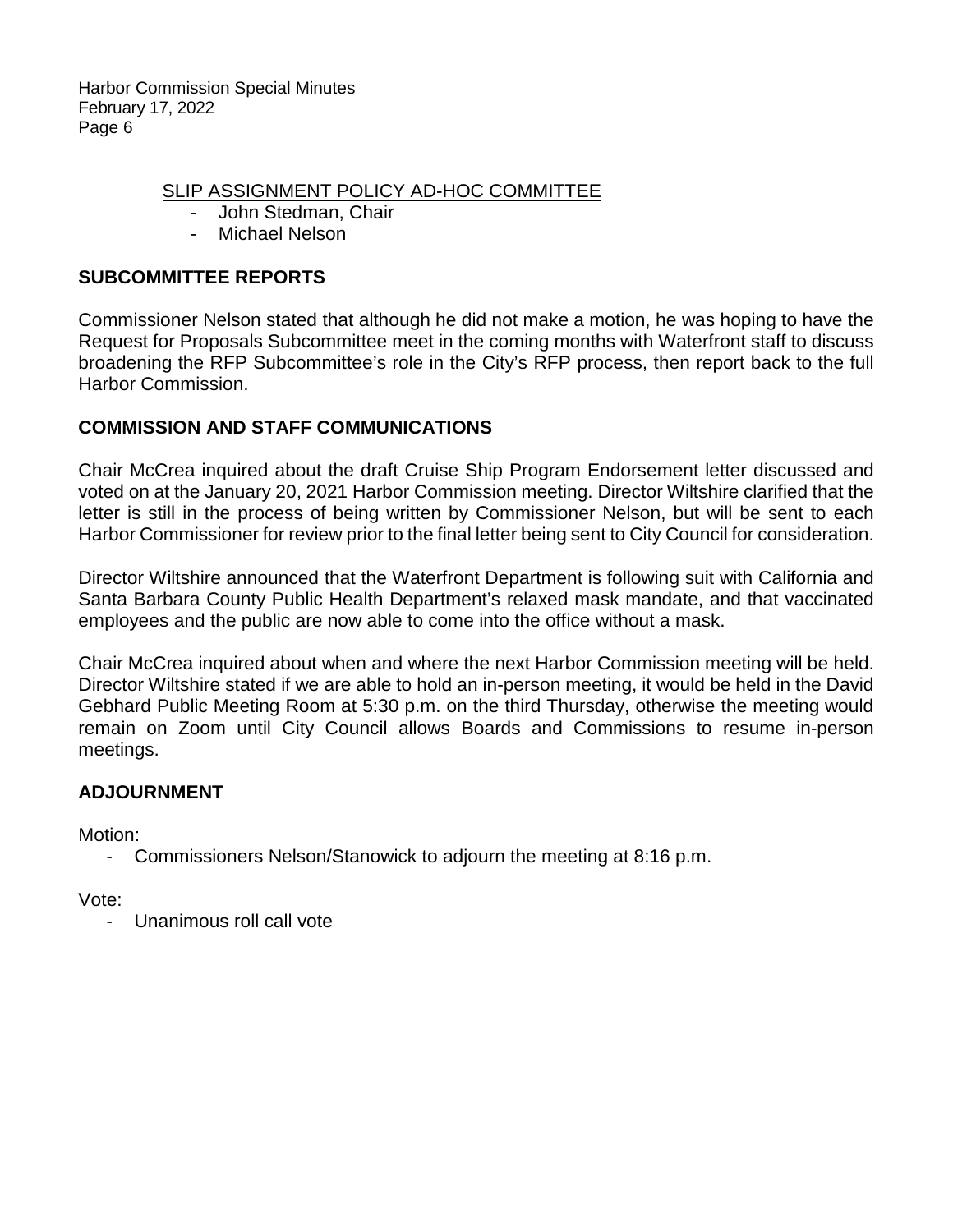SLIP ASSIGNMENT POLICY AD-HOC COMMITTEE

- John Stedman, Chair
- Michael Nelson

## SUBCOMMITTEE REPORTS

Commissioner Nelson stated that although he did not make a motion, he was hoping to have the Request for Proposals Subcommittee meet in the coming months with Waterfront staff to discuss broadening the RFP Subcommittee's role in the City's RFP process, then report back to the full Harbor Commission.

## COMMISSION AND STAFF COMMUNICATIONS

Chair McCrea inquired about the draft Cruise Ship Program Endorsement letter discussed and voted on at the January 20, 2021 Harbor Commission meeting. Director Wiltshire clarified that the letter is still in the process of being written by Commissioner Nelson, but will be sent to each Harbor Commissioner for review prior to the final letter being sent to City Council for consideration.

Director Wiltshire announced that the Waterfront Department is following suit with California and Santa Barbara County Public Health Department's relaxed mask mandate, and that vaccinated employees and the public are now able to come into the office without a mask.

Chair McCrea inquired about when and where the next Harbor Commission meeting will be held. Director Wiltshire stated if we are able to hold an in-person meeting, it would be held in the David Gebhard Public Meeting Room at 5:30 p.m. on the third Thursday, otherwise the meeting would remain on Zoom until City Council allows Boards and Commissions to resume in-person meetings.

## ADJOURNMENT

Motion:

- Commissioners Nelson/Stanowick to adjourn the meeting at 8:16 p.m.

Vote:

- Unanimous roll call vote